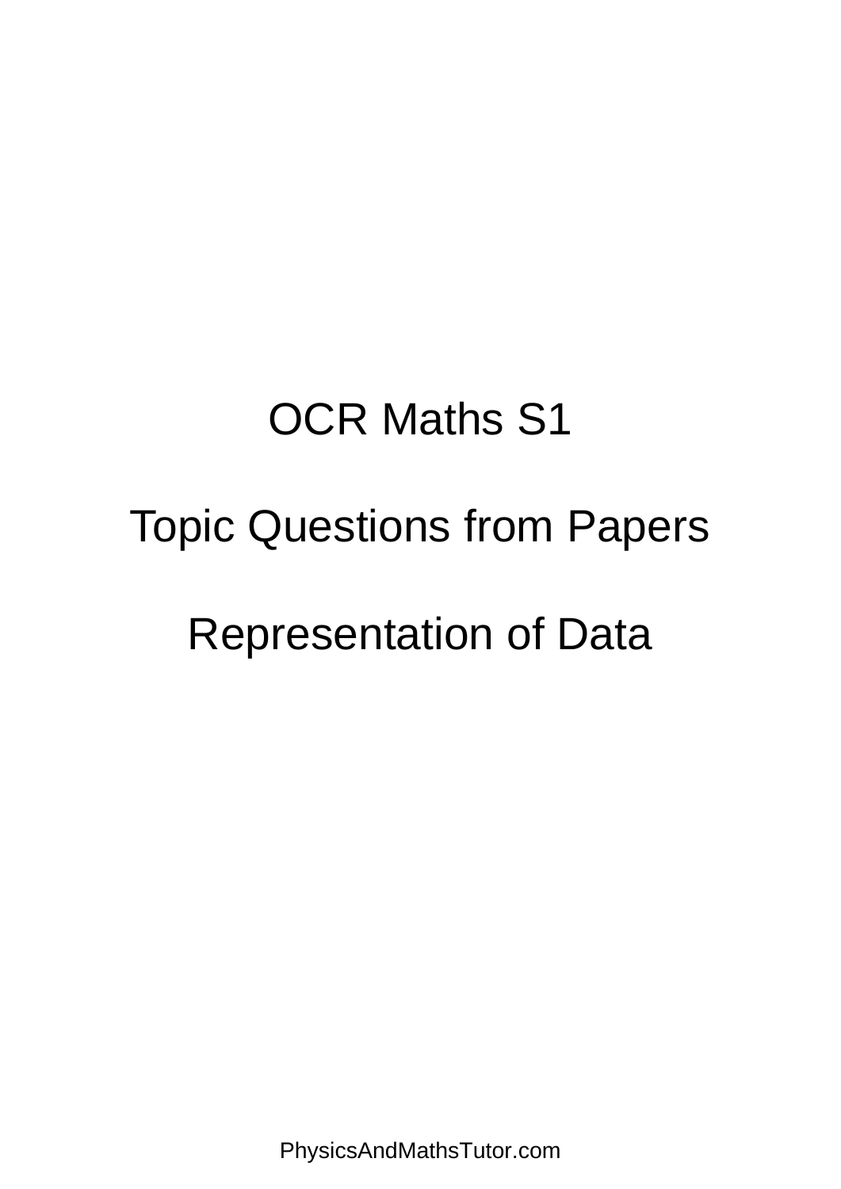# OCR Maths S1

## Topic Questions from Papers

## Representation of Data

PhysicsAndMathsTutor.com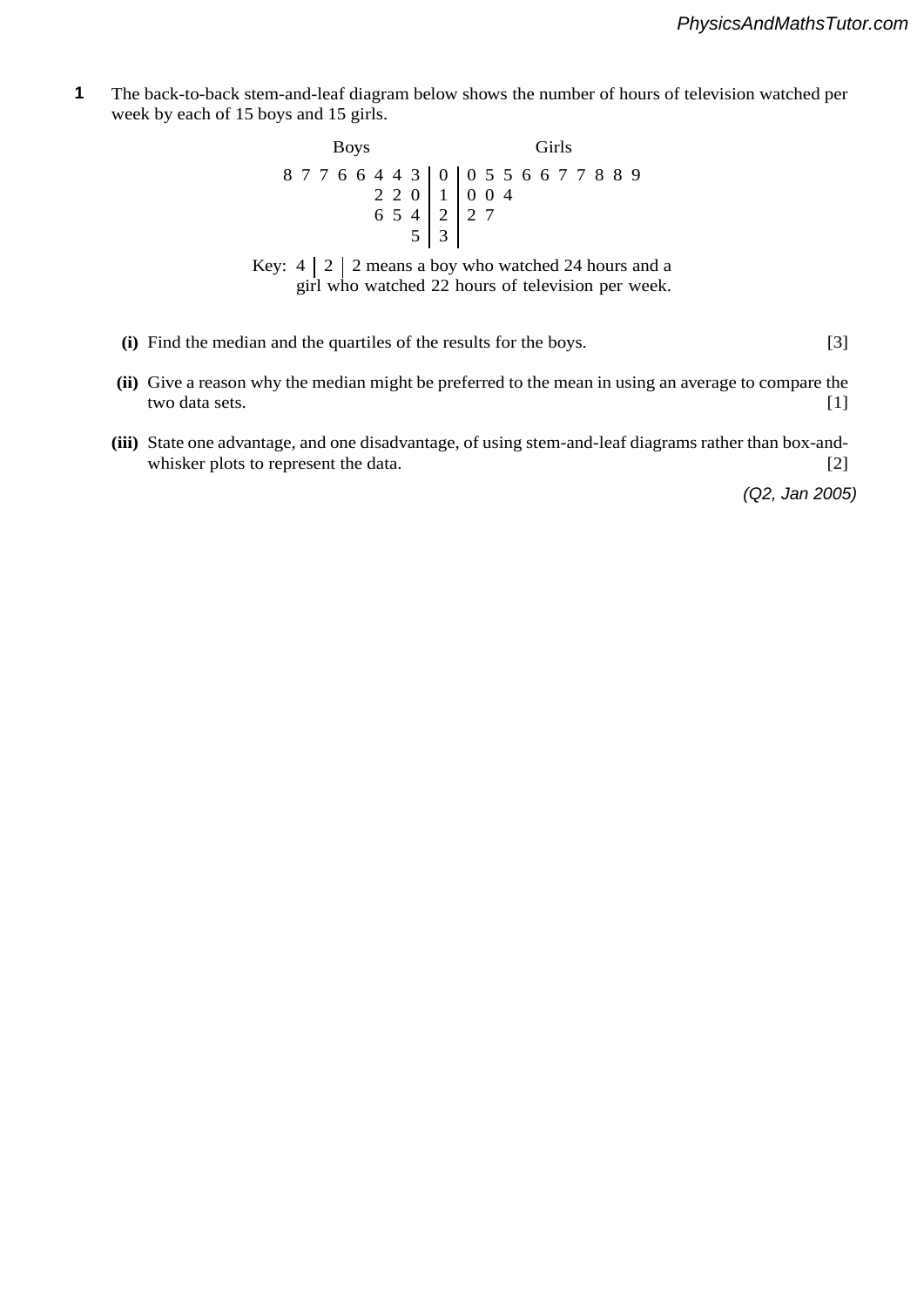**1** The back-to-back stem-and-leaf diagram below shows the number of hours of television watched per week by each of 15 boys and 15 girls.

| Boys | | Girls |
|---:|:---:|:---|
| 8 7 7 6 6 4 4 3 | 0 | 0 5 5 6 6 7 7 8 8 9 |
| 2 2 0 | 1 | 0 0 4 |
| 6 5 4 | 2 | 2 7 |
| 5 | 3 | |

Key: 4 | 2 | 2 means a boy who watched 24 hours and a girl who watched 22 hours of television per week.

**(i)** Find the median and the quartiles of the results for the boys. [3]

**(ii)** Give a reason why the median might be preferred to the mean in using an average to compare the two data sets. [1]

**(iii)** State one advantage, and one disadvantage, of using stem-and-leaf diagrams rather than box-and-whisker plots to represent the data. [2]

*(Q2, Jan 2005)*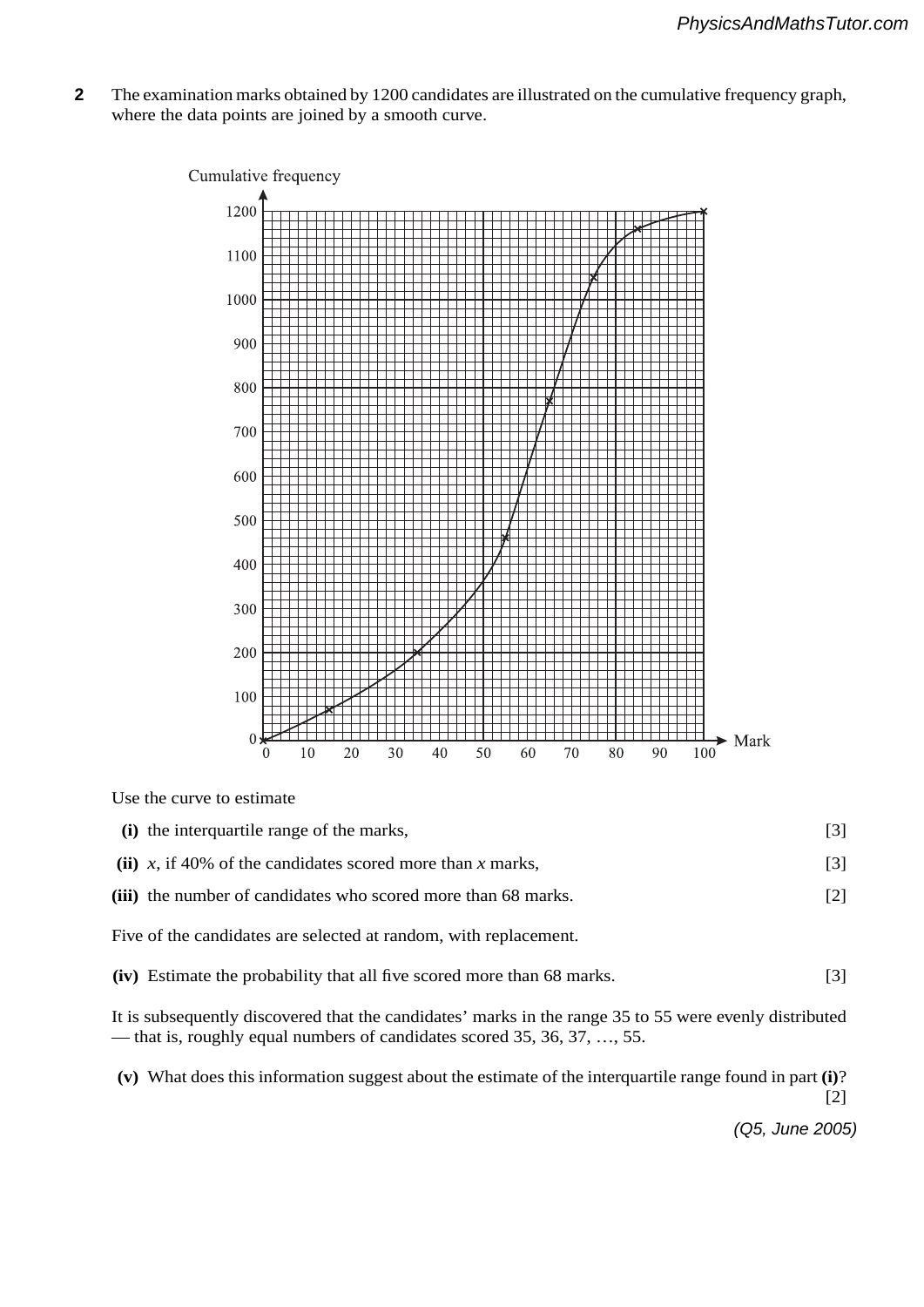**2** The examination marks obtained by 1200 candidates are illustrated on the cumulative frequency graph, where the data points are joined by a smooth curve.

Use the curve to estimate

**(i)** the interquartile range of the marks, [3]

**(ii)** $x$, if 40% of the candidates scored more than $x$ marks, [3]

**(iii)** the number of candidates who scored more than 68 marks. [2]

Five of the candidates are selected at random, with replacement.

**(iv)** Estimate the probability that all five scored more than 68 marks. [3]

It is subsequently discovered that the candidates' marks in the range 35 to 55 were evenly distributed — that is, roughly equal numbers of candidates scored 35, 36, 37, …, 55.

**(v)** What does this information suggest about the estimate of the interquartile range found in part **(i)**? [2]

*(Q5, June 2005)*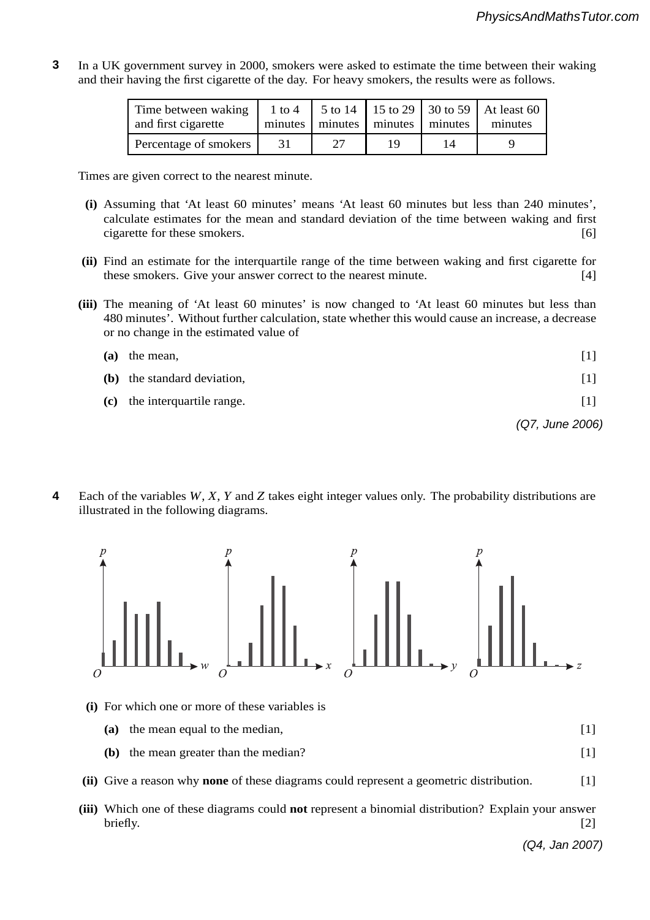**3** In a UK government survey in 2000, smokers were asked to estimate the time between their waking and their having the first cigarette of the day. For heavy smokers, the results were as follows.

| Time between waking and first cigarette | 1 to 4 minutes | 5 to 14 minutes | 15 to 29 minutes | 30 to 59 minutes | At least 60 minutes |
|---|---|---|---|---|---|
| Percentage of smokers | 31 | 27 | 19 | 14 | 9 |

Times are given correct to the nearest minute.

**(i)** Assuming that 'At least 60 minutes' means 'At least 60 minutes but less than 240 minutes', calculate estimates for the mean and standard deviation of the time between waking and first cigarette for these smokers. [6]

**(ii)** Find an estimate for the interquartile range of the time between waking and first cigarette for these smokers. Give your answer correct to the nearest minute. [4]

**(iii)** The meaning of 'At least 60 minutes' is now changed to 'At least 60 minutes but less than 480 minutes'. Without further calculation, state whether this would cause an increase, a decrease or no change in the estimated value of

**(a)** the mean, [1]

**(b)** the standard deviation, [1]

**(c)** the interquartile range. [1]

*(Q7, June 2006)*

**4** Each of the variables $W$, $X$, $Y$ and $Z$ takes eight integer values only. The probability distributions are illustrated in the following diagrams.

**(i)** For which one or more of these variables is

**(a)** the mean equal to the median, [1]

**(b)** the mean greater than the median? [1]

**(ii)** Give a reason why **none** of these diagrams could represent a geometric distribution. [1]

**(iii)** Which one of these diagrams could **not** represent a binomial distribution? Explain your answer briefly. [2]

*(Q4, Jan 2007)*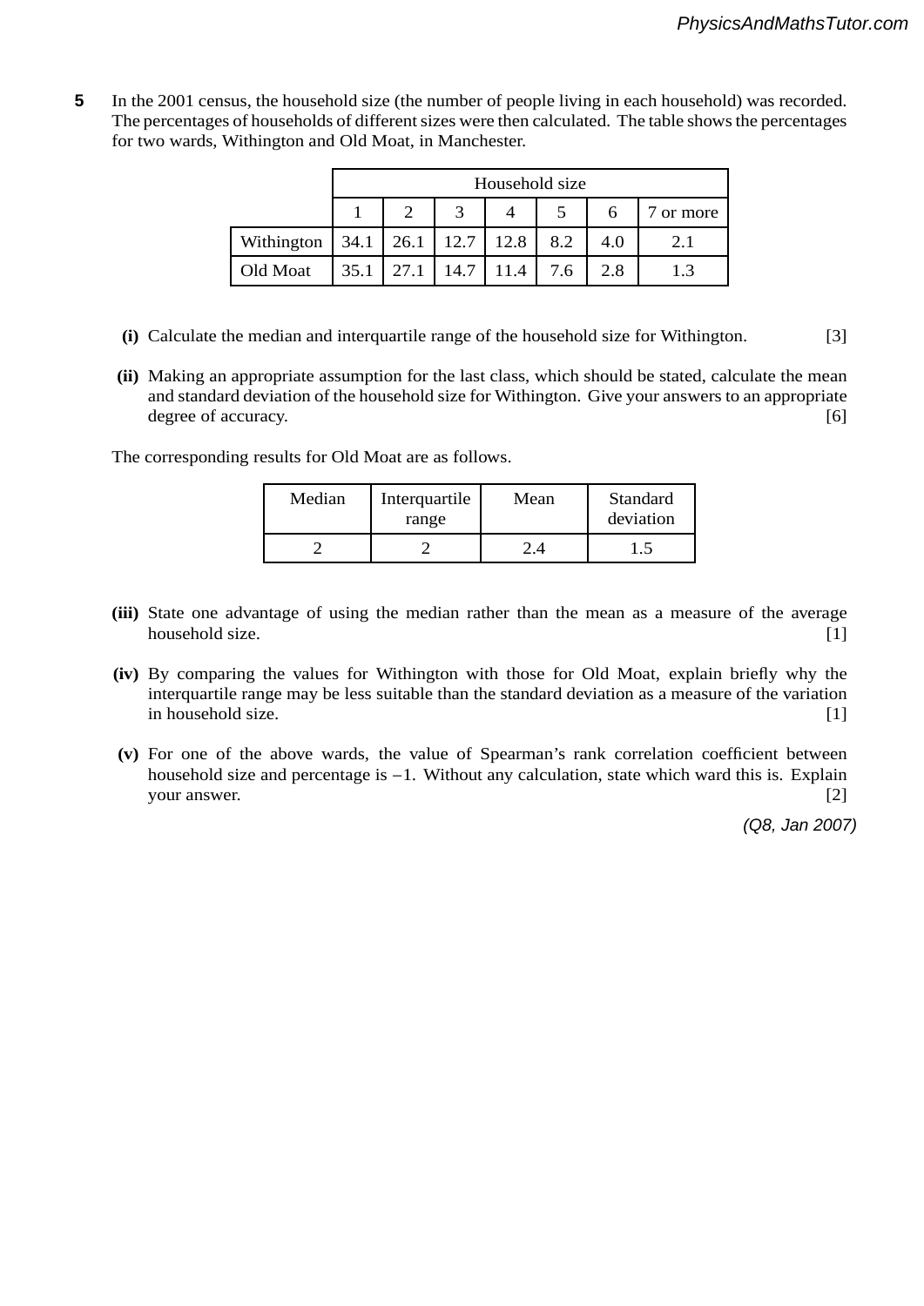**5** In the 2001 census, the household size (the number of people living in each household) was recorded. The percentages of households of different sizes were then calculated. The table shows the percentages for two wards, Withington and Old Moat, in Manchester.

| | Household size | | | | | | |
|---|---|---|---|---|---|---|---|
| | 1 | 2 | 3 | 4 | 5 | 6 | 7 or more |
| Withington | 34.1 | 26.1 | 12.7 | 12.8 | 8.2 | 4.0 | 2.1 |
| Old Moat | 35.1 | 27.1 | 14.7 | 11.4 | 7.6 | 2.8 | 1.3 |

**(i)** Calculate the median and interquartile range of the household size for Withington. [3]

**(ii)** Making an appropriate assumption for the last class, which should be stated, calculate the mean and standard deviation of the household size for Withington. Give your answers to an appropriate degree of accuracy. [6]

The corresponding results for Old Moat are as follows.

| Median | Interquartile range | Mean | Standard deviation |
|---|---|---|---|
| 2 | 2 | 2.4 | 1.5 |

**(iii)** State one advantage of using the median rather than the mean as a measure of the average household size. [1]

**(iv)** By comparing the values for Withington with those for Old Moat, explain briefly why the interquartile range may be less suitable than the standard deviation as a measure of the variation in household size. [1]

**(v)** For one of the above wards, the value of Spearman's rank correlation coefficient between household size and percentage is $-1$. Without any calculation, state which ward this is. Explain your answer. [2]

*(Q8, Jan 2007)*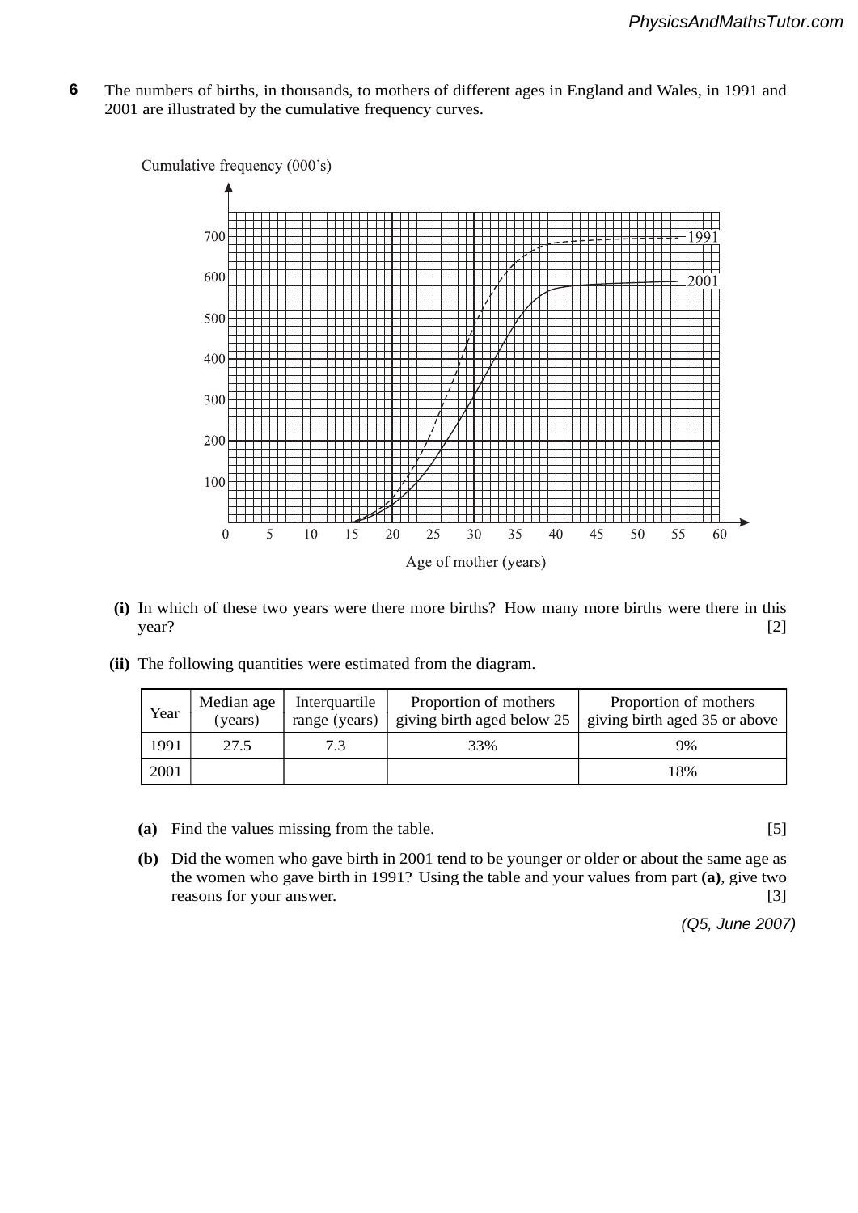**6** The numbers of births, in thousands, to mothers of different ages in England and Wales, in 1991 and 2001 are illustrated by the cumulative frequency curves.

Cumulative frequency (000's)

Age of mother (years)

**(i)** In which of these two years were there more births? How many more births were there in this year? [2]

**(ii)** The following quantities were estimated from the diagram.

| Year | Median age (years) | Interquartile range (years) | Proportion of mothers giving birth aged below 25 | Proportion of mothers giving birth aged 35 or above |
|---|---|---|---|---|
| 1991 | 27.5 | 7.3 | 33% | 9% |
| 2001 | | | | 18% |

**(a)** Find the values missing from the table. [5]

**(b)** Did the women who gave birth in 2001 tend to be younger or older or about the same age as the women who gave birth in 1991? Using the table and your values from part **(a)**, give two reasons for your answer. [3]

*(Q5, June 2007)*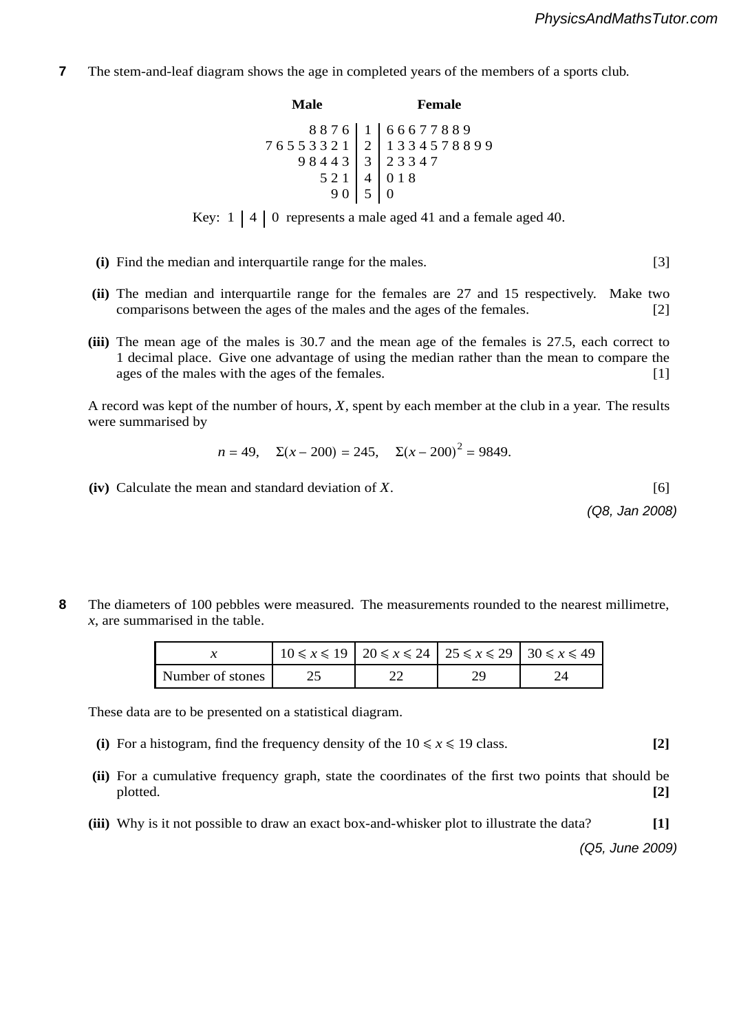**7** The stem-and-leaf diagram shows the age in completed years of the members of a sports club.

| Male | | Female |
|---:|:---:|:---|
| 8 8 7 6 | 1 | 6 6 6 7 7 8 8 9 |
| 7 6 5 5 3 3 2 1 | 2 | 1 3 3 4 5 7 8 8 9 9 |
| 9 8 4 4 3 | 3 | 2 3 3 4 7 |
| 5 2 1 | 4 | 0 1 8 |
| 9 0 | 5 | 0 |

Key: 1 | 4 | 0 represents a male aged 41 and a female aged 40.

**(i)** Find the median and interquartile range for the males. [3]

**(ii)** The median and interquartile range for the females are 27 and 15 respectively. Make two comparisons between the ages of the males and the ages of the females. [2]

**(iii)** The mean age of the males is 30.7 and the mean age of the females is 27.5, each correct to 1 decimal place. Give one advantage of using the median rather than the mean to compare the ages of the males with the ages of the females. [1]

A record was kept of the number of hours, $X$, spent by each member at the club in a year. The results were summarised by

$$n = 49, \quad \Sigma(x - 200) = 245, \quad \Sigma(x - 200)^2 = 9849.$$

**(iv)** Calculate the mean and standard deviation of $X$. [6]

*(Q8, Jan 2008)*

**8** The diameters of 100 pebbles were measured. The measurements rounded to the nearest millimetre, $x$, are summarised in the table.

| $x$ | $10 \leqslant x \leqslant 19$ | $20 \leqslant x \leqslant 24$ | $25 \leqslant x \leqslant 29$ | $30 \leqslant x \leqslant 49$ |
|---|---|---|---|---|
| Number of stones | 25 | 22 | 29 | 24 |

These data are to be presented on a statistical diagram.

**(i)** For a histogram, find the frequency density of the $10 \leqslant x \leqslant 19$ class. **[2]**

**(ii)** For a cumulative frequency graph, state the coordinates of the first two points that should be plotted. **[2]**

**(iii)** Why is it not possible to draw an exact box-and-whisker plot to illustrate the data? **[1]**

*(Q5, June 2009)*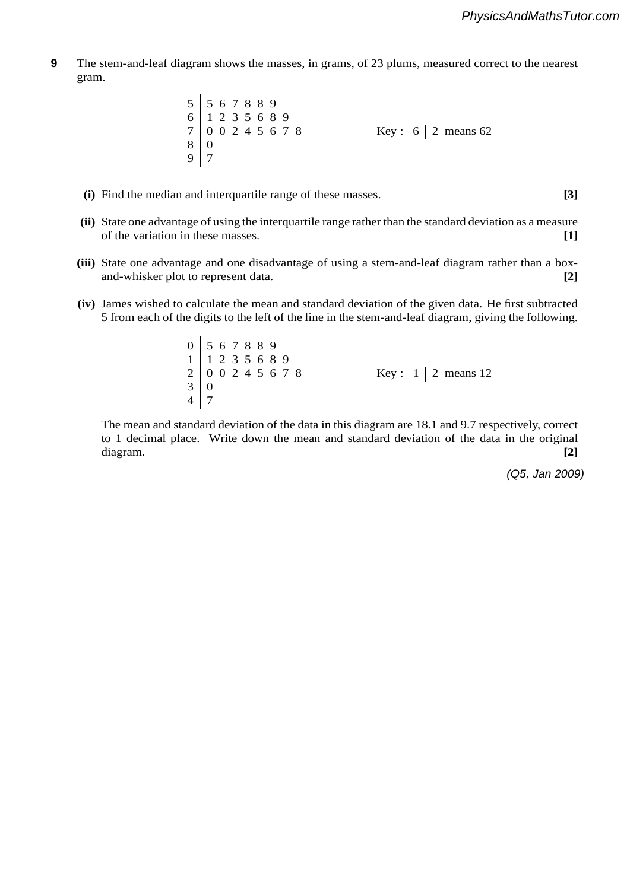**9** The stem-and-leaf diagram shows the masses, in grams, of 23 plums, measured correct to the nearest gram.

```
5 | 5 6 7 8 8 9
6 | 1 2 3 5 6 8 9
7 | 0 0 2 4 5 6 7 8          Key : 6 | 2 means 62
8 | 0
9 | 7
```

**(i)** Find the median and interquartile range of these masses. **[3]**

**(ii)** State one advantage of using the interquartile range rather than the standard deviation as a measure of the variation in these masses. **[1]**

**(iii)** State one advantage and one disadvantage of using a stem-and-leaf diagram rather than a box-and-whisker plot to represent data. **[2]**

**(iv)** James wished to calculate the mean and standard deviation of the given data. He first subtracted 5 from each of the digits to the left of the line in the stem-and-leaf diagram, giving the following.

```
0 | 5 6 7 8 8 9
1 | 1 2 3 5 6 8 9
2 | 0 0 2 4 5 6 7 8          Key : 1 | 2 means 12
3 | 0
4 | 7
```

The mean and standard deviation of the data in this diagram are 18.1 and 9.7 respectively, correct to 1 decimal place. Write down the mean and standard deviation of the data in the original diagram. **[2]**

*(Q5, Jan 2009)*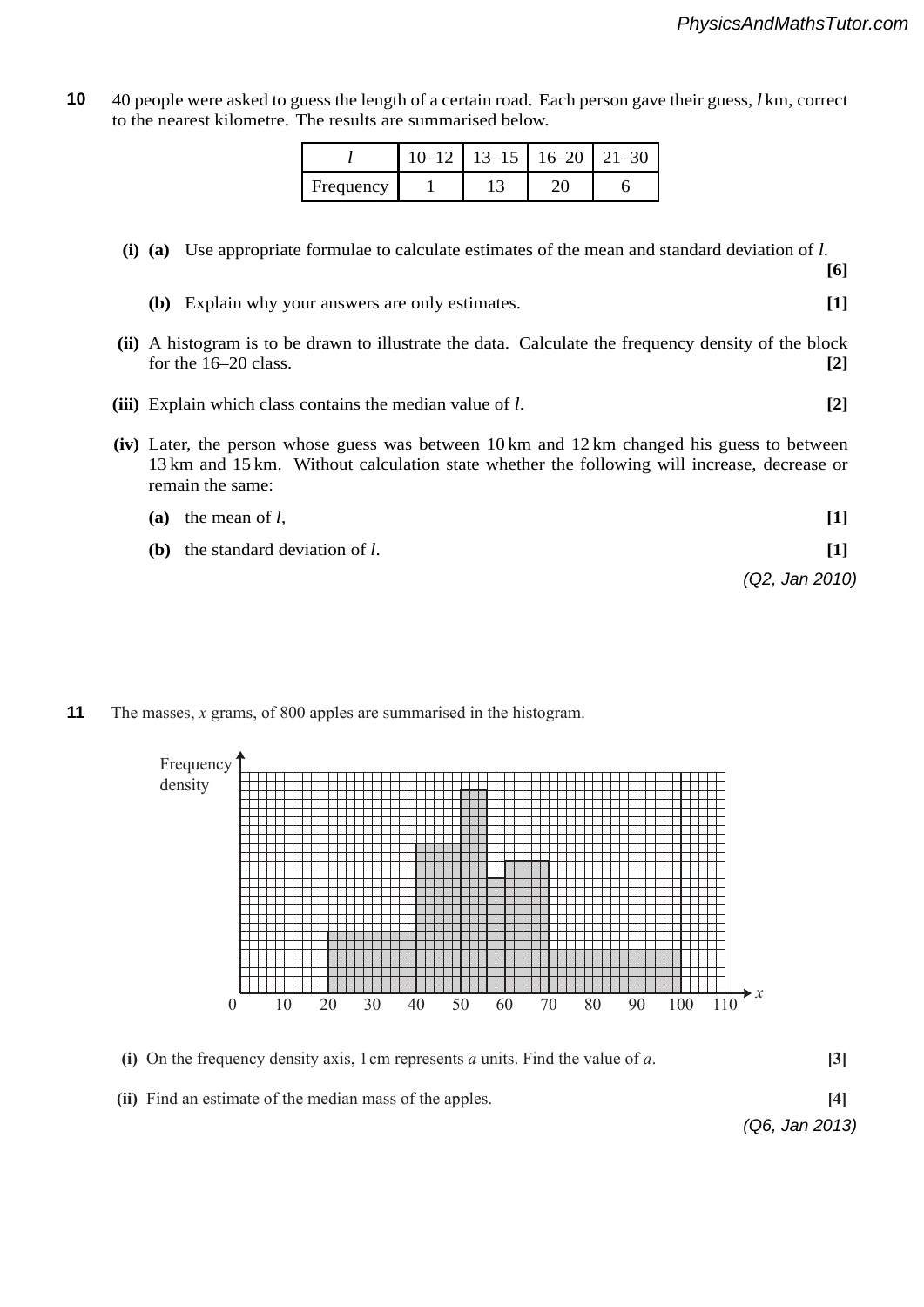**10** 40 people were asked to guess the length of a certain road. Each person gave their guess, $l$ km, correct to the nearest kilometre. The results are summarised below.

| $l$ | 10–12 | 13–15 | 16–20 | 21–30 |
|---|---|---|---|---|
| Frequency | 1 | 13 | 20 | 6 |

**(i) (a)** Use appropriate formulae to calculate estimates of the mean and standard deviation of $l$. **[6]**

**(b)** Explain why your answers are only estimates. **[1]**

**(ii)** A histogram is to be drawn to illustrate the data. Calculate the frequency density of the block for the 16–20 class. **[2]**

**(iii)** Explain which class contains the median value of $l$. **[2]**

**(iv)** Later, the person whose guess was between 10 km and 12 km changed his guess to between 13 km and 15 km. Without calculation state whether the following will increase, decrease or remain the same:

**(a)** the mean of $l$, **[1]**

**(b)** the standard deviation of $l$. **[1]**

*(Q2, Jan 2010)*

**11** The masses, $x$ grams, of 800 apples are summarised in the histogram.

**(i)** On the frequency density axis, 1 cm represents $a$ units. Find the value of $a$. **[3]**

**(ii)** Find an estimate of the median mass of the apples. **[4]**

*(Q6, Jan 2013)*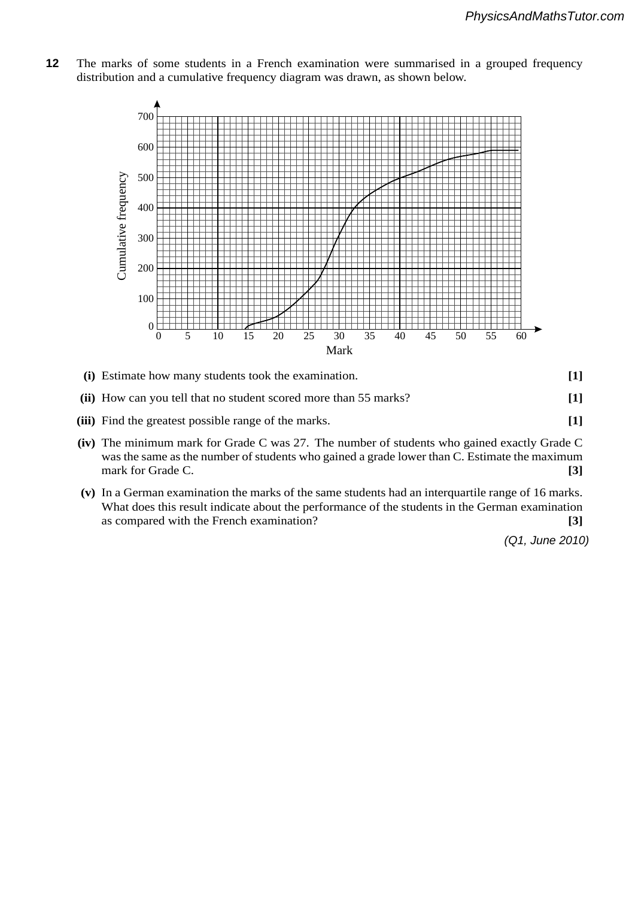**12** The marks of some students in a French examination were summarised in a grouped frequency distribution and a cumulative frequency diagram was drawn, as shown below.

**(i)** Estimate how many students took the examination. **[1]**

**(ii)** How can you tell that no student scored more than 55 marks? **[1]**

**(iii)** Find the greatest possible range of the marks. **[1]**

**(iv)** The minimum mark for Grade C was 27. The number of students who gained exactly Grade C was the same as the number of students who gained a grade lower than C. Estimate the maximum mark for Grade C. **[3]**

**(v)** In a German examination the marks of the same students had an interquartile range of 16 marks. What does this result indicate about the performance of the students in the German examination as compared with the French examination? **[3]**

*(Q1, June 2010)*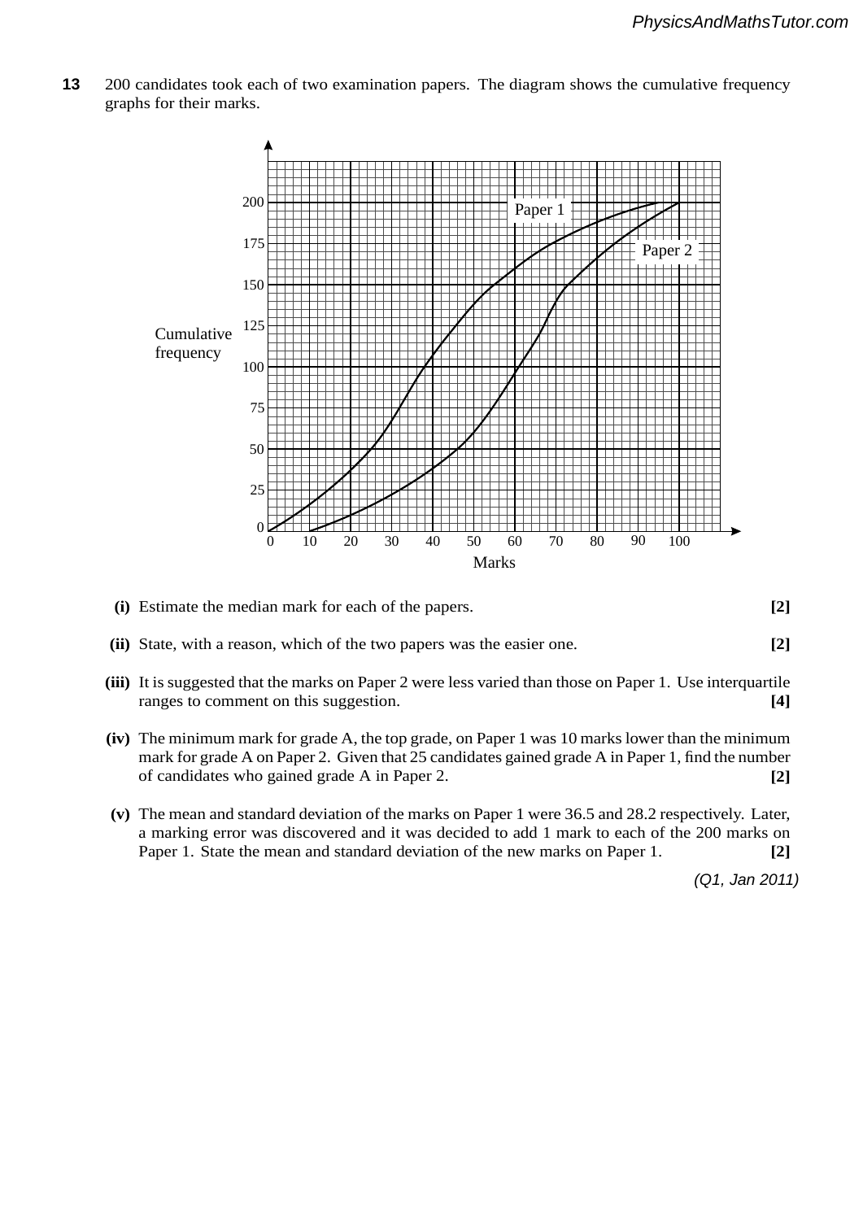**13** 200 candidates took each of two examination papers. The diagram shows the cumulative frequency graphs for their marks.

**(i)** Estimate the median mark for each of the papers. **[2]**

**(ii)** State, with a reason, which of the two papers was the easier one. **[2]**

**(iii)** It is suggested that the marks on Paper 2 were less varied than those on Paper 1. Use interquartile ranges to comment on this suggestion. **[4]**

**(iv)** The minimum mark for grade A, the top grade, on Paper 1 was 10 marks lower than the minimum mark for grade A on Paper 2. Given that 25 candidates gained grade A in Paper 1, find the number of candidates who gained grade A in Paper 2. **[2]**

**(v)** The mean and standard deviation of the marks on Paper 1 were 36.5 and 28.2 respectively. Later, a marking error was discovered and it was decided to add 1 mark to each of the 200 marks on Paper 1. State the mean and standard deviation of the new marks on Paper 1. **[2]**

*(Q1, Jan 2011)*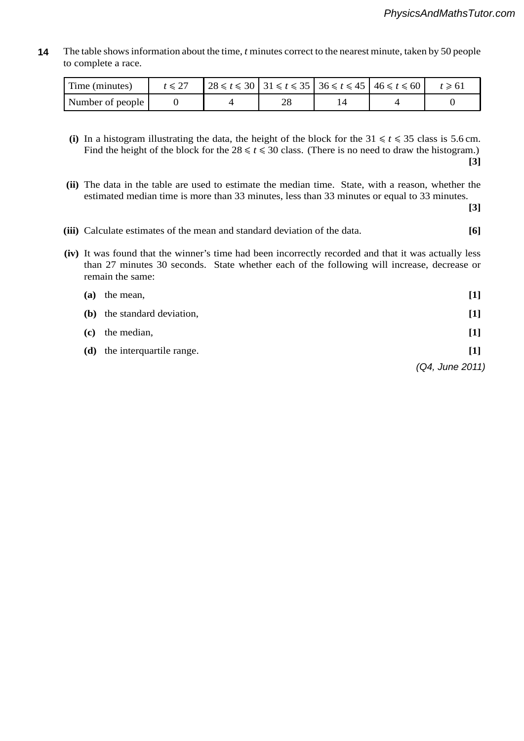**14** The table shows information about the time, $t$ minutes correct to the nearest minute, taken by 50 people to complete a race.

| Time (minutes) | $t \leqslant 27$ | $28 \leqslant t \leqslant 30$ | $31 \leqslant t \leqslant 35$ | $36 \leqslant t \leqslant 45$ | $46 \leqslant t \leqslant 60$ | $t \geqslant 61$ |
|---|---|---|---|---|---|---|
| Number of people | 0 | 4 | 28 | 14 | 4 | 0 |

**(i)** In a histogram illustrating the data, the height of the block for the $31 \leqslant t \leqslant 35$ class is 5.6 cm. Find the height of the block for the $28 \leqslant t \leqslant 30$ class. (There is no need to draw the histogram.) **[3]**

**(ii)** The data in the table are used to estimate the median time. State, with a reason, whether the estimated median time is more than 33 minutes, less than 33 minutes or equal to 33 minutes. **[3]**

**(iii)** Calculate estimates of the mean and standard deviation of the data. **[6]**

**(iv)** It was found that the winner's time had been incorrectly recorded and that it was actually less than 27 minutes 30 seconds. State whether each of the following will increase, decrease or remain the same:

**(a)** the mean, **[1]**

**(b)** the standard deviation, **[1]**

**(c)** the median, **[1]**

**(d)** the interquartile range. **[1]**

*(Q4, June 2011)*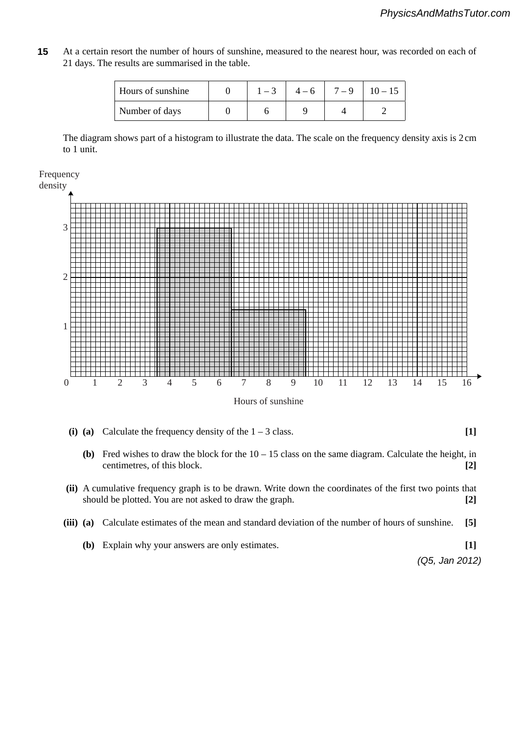**15** At a certain resort the number of hours of sunshine, measured to the nearest hour, was recorded on each of 21 days. The results are summarised in the table.

| Hours of sunshine | 0 | 1 – 3 | 4 – 6 | 7 – 9 | 10 – 15 |
|---|---|---|---|---|---|
| Number of days | 0 | 6 | 9 | 4 | 2 |

The diagram shows part of a histogram to illustrate the data. The scale on the frequency density axis is 2 cm to 1 unit.

**(i) (a)** Calculate the frequency density of the 1 – 3 class. **[1]**

**(b)** Fred wishes to draw the block for the 10 – 15 class on the same diagram. Calculate the height, in centimetres, of this block. **[2]**

**(ii)** A cumulative frequency graph is to be drawn. Write down the coordinates of the first two points that should be plotted. You are not asked to draw the graph. **[2]**

**(iii) (a)** Calculate estimates of the mean and standard deviation of the number of hours of sunshine. **[5]**

**(b)** Explain why your answers are only estimates. **[1]**

*(Q5, Jan 2012)*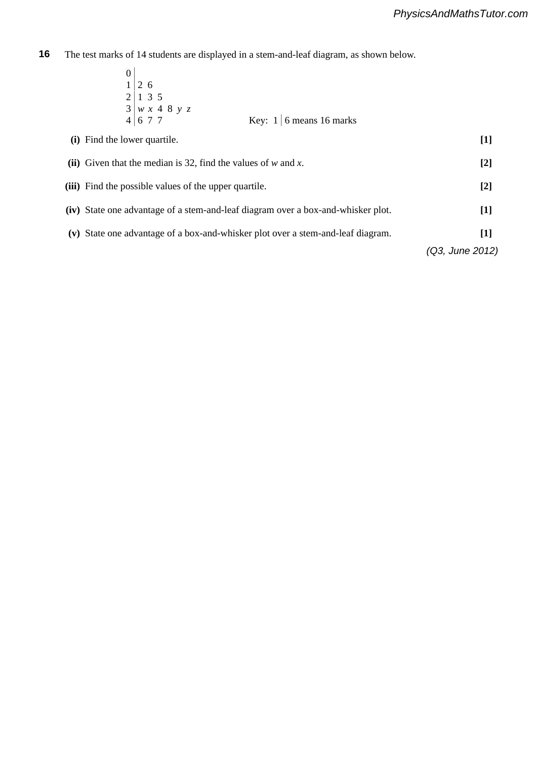**16** The test marks of 14 students are displayed in a stem-and-leaf diagram, as shown below.

```
0 |
1 | 2 6
2 | 1 3 5
3 | w x 4 8 y z
4 | 6 7 7              Key: 1 | 6 means 16 marks
```

**(i)** Find the lower quartile. **[1]**

**(ii)** Given that the median is 32, find the values of $w$ and $x$. **[2]**

**(iii)** Find the possible values of the upper quartile. **[2]**

**(iv)** State one advantage of a stem-and-leaf diagram over a box-and-whisker plot. **[1]**

**(v)** State one advantage of a box-and-whisker plot over a stem-and-leaf diagram. **[1]**

*(Q3, June 2012)*